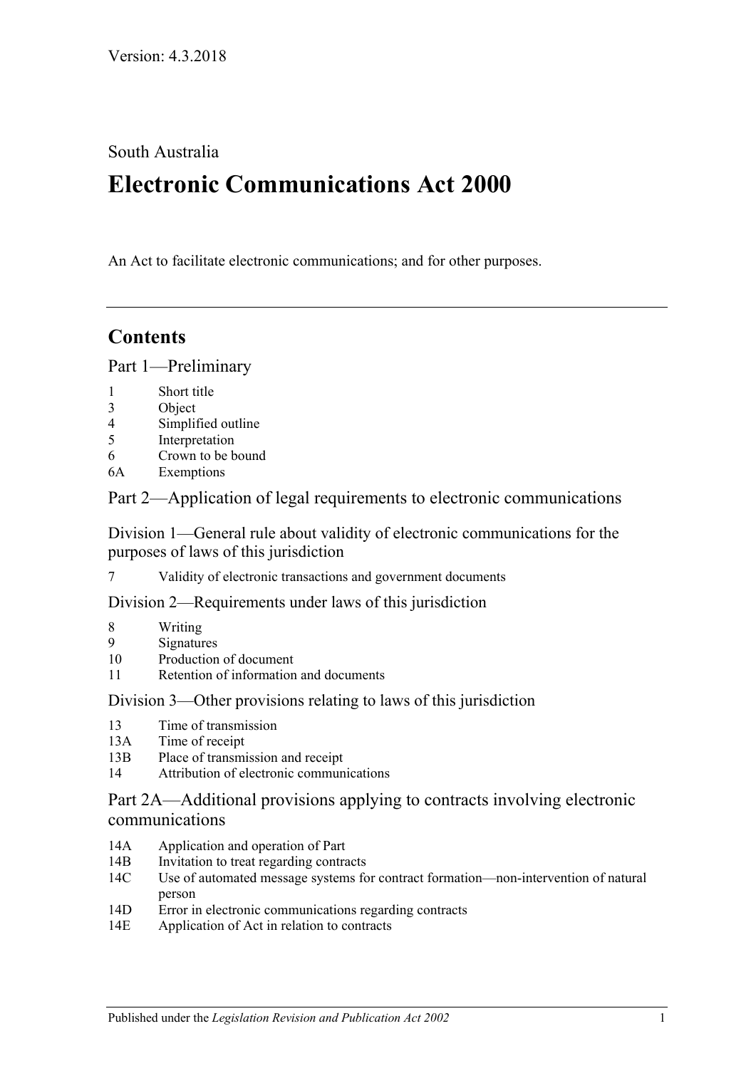Version: 4.3.2018

South Australia

# Electronic Communications Act 2000

An Act to facilitate electronic communications; and for other purposes.

---

## Contents

### Part 1—Preliminary

1 Short title
3 Object
4 Simplified outline
5 Interpretation
6 Crown to be bound
6A Exemptions

### Part 2—Application of legal requirements to electronic communications

#### Division 1—General rule about validity of electronic communications for the purposes of laws of this jurisdiction

7 Validity of electronic transactions and government documents

#### Division 2—Requirements under laws of this jurisdiction

8 Writing
9 Signatures
10 Production of document
11 Retention of information and documents

#### Division 3—Other provisions relating to laws of this jurisdiction

13 Time of transmission
13A Time of receipt
13B Place of transmission and receipt
14 Attribution of electronic communications

### Part 2A—Additional provisions applying to contracts involving electronic communications

14A Application and operation of Part
14B Invitation to treat regarding contracts
14C Use of automated message systems for contract formation—non-intervention of natural person
14D Error in electronic communications regarding contracts
14E Application of Act in relation to contracts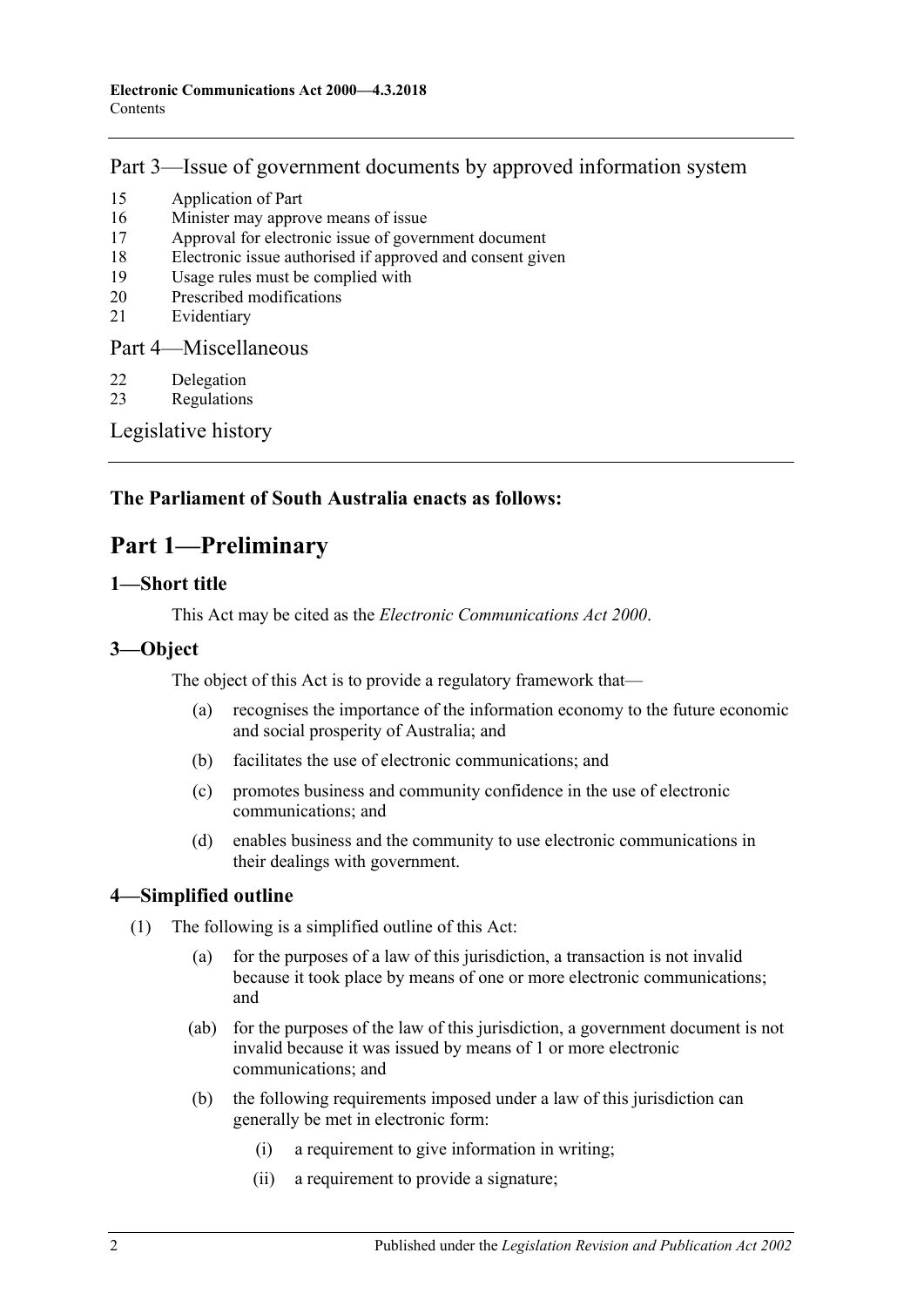Part 3—Issue of government documents by approved information system

15 Application of Part
16 Minister may approve means of issue
17 Approval for electronic issue of government document
18 Electronic issue authorised if approved and consent given
19 Usage rules must be complied with
20 Prescribed modifications
21 Evidentiary

Part 4—Miscellaneous

22 Delegation
23 Regulations

Legislative history

**The Parliament of South Australia enacts as follows:**

# Part 1—Preliminary

## 1—Short title

This Act may be cited as the *Electronic Communications Act 2000*.

## 3—Object

The object of this Act is to provide a regulatory framework that—

(a) recognises the importance of the information economy to the future economic and social prosperity of Australia; and

(b) facilitates the use of electronic communications; and

(c) promotes business and community confidence in the use of electronic communications; and

(d) enables business and the community to use electronic communications in their dealings with government.

## 4—Simplified outline

(1) The following is a simplified outline of this Act:

(a) for the purposes of a law of this jurisdiction, a transaction is not invalid because it took place by means of one or more electronic communications; and

(ab) for the purposes of the law of this jurisdiction, a government document is not invalid because it was issued by means of 1 or more electronic communications; and

(b) the following requirements imposed under a law of this jurisdiction can generally be met in electronic form:

(i) a requirement to give information in writing;

(ii) a requirement to provide a signature;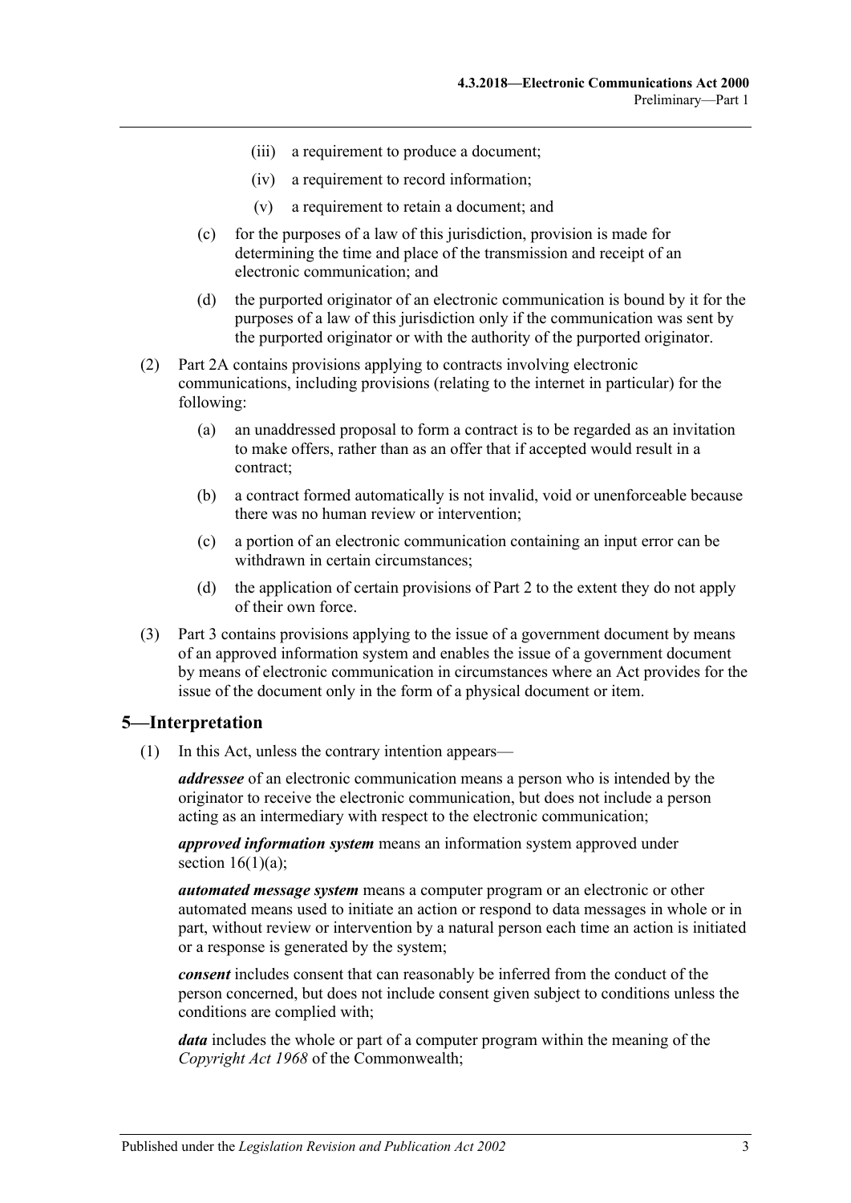(iii) a requirement to produce a document;

(iv) a requirement to record information;

(v) a requirement to retain a document; and

(c) for the purposes of a law of this jurisdiction, provision is made for determining the time and place of the transmission and receipt of an electronic communication; and

(d) the purported originator of an electronic communication is bound by it for the purposes of a law of this jurisdiction only if the communication was sent by the purported originator or with the authority of the purported originator.

(2) Part 2A contains provisions applying to contracts involving electronic communications, including provisions (relating to the internet in particular) for the following:

(a) an unaddressed proposal to form a contract is to be regarded as an invitation to make offers, rather than as an offer that if accepted would result in a contract;

(b) a contract formed automatically is not invalid, void or unenforceable because there was no human review or intervention;

(c) a portion of an electronic communication containing an input error can be withdrawn in certain circumstances;

(d) the application of certain provisions of Part 2 to the extent they do not apply of their own force.

(3) Part 3 contains provisions applying to the issue of a government document by means of an approved information system and enables the issue of a government document by means of electronic communication in circumstances where an Act provides for the issue of the document only in the form of a physical document or item.

## 5—Interpretation

(1) In this Act, unless the contrary intention appears—

***addressee*** of an electronic communication means a person who is intended by the originator to receive the electronic communication, but does not include a person acting as an intermediary with respect to the electronic communication;

***approved information system*** means an information system approved under section 16(1)(a);

***automated message system*** means a computer program or an electronic or other automated means used to initiate an action or respond to data messages in whole or in part, without review or intervention by a natural person each time an action is initiated or a response is generated by the system;

***consent*** includes consent that can reasonably be inferred from the conduct of the person concerned, but does not include consent given subject to conditions unless the conditions are complied with;

***data*** includes the whole or part of a computer program within the meaning of the *Copyright Act 1968* of the Commonwealth;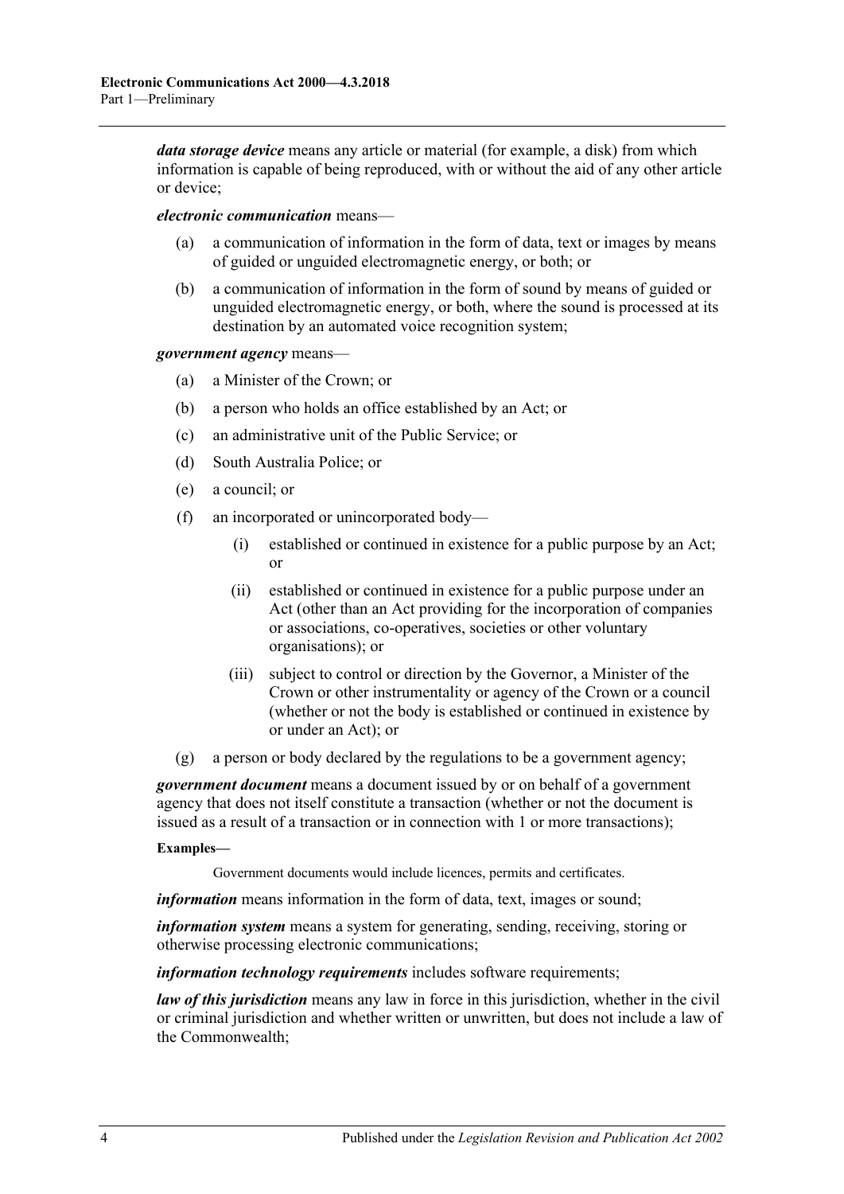***data storage device*** means any article or material (for example, a disk) from which information is capable of being reproduced, with or without the aid of any other article or device;

***electronic communication*** means—

(a) a communication of information in the form of data, text or images by means of guided or unguided electromagnetic energy, or both; or

(b) a communication of information in the form of sound by means of guided or unguided electromagnetic energy, or both, where the sound is processed at its destination by an automated voice recognition system;

***government agency*** means—

(a) a Minister of the Crown; or

(b) a person who holds an office established by an Act; or

(c) an administrative unit of the Public Service; or

(d) South Australia Police; or

(e) a council; or

(f) an incorporated or unincorporated body—

(i) established or continued in existence for a public purpose by an Act; or

(ii) established or continued in existence for a public purpose under an Act (other than an Act providing for the incorporation of companies or associations, co-operatives, societies or other voluntary organisations); or

(iii) subject to control or direction by the Governor, a Minister of the Crown or other instrumentality or agency of the Crown or a council (whether or not the body is established or continued in existence by or under an Act); or

(g) a person or body declared by the regulations to be a government agency;

***government document*** means a document issued by or on behalf of a government agency that does not itself constitute a transaction (whether or not the document is issued as a result of a transaction or in connection with 1 or more transactions);

**Examples—**

Government documents would include licences, permits and certificates.

***information*** means information in the form of data, text, images or sound;

***information system*** means a system for generating, sending, receiving, storing or otherwise processing electronic communications;

***information technology requirements*** includes software requirements;

***law of this jurisdiction*** means any law in force in this jurisdiction, whether in the civil or criminal jurisdiction and whether written or unwritten, but does not include a law of the Commonwealth;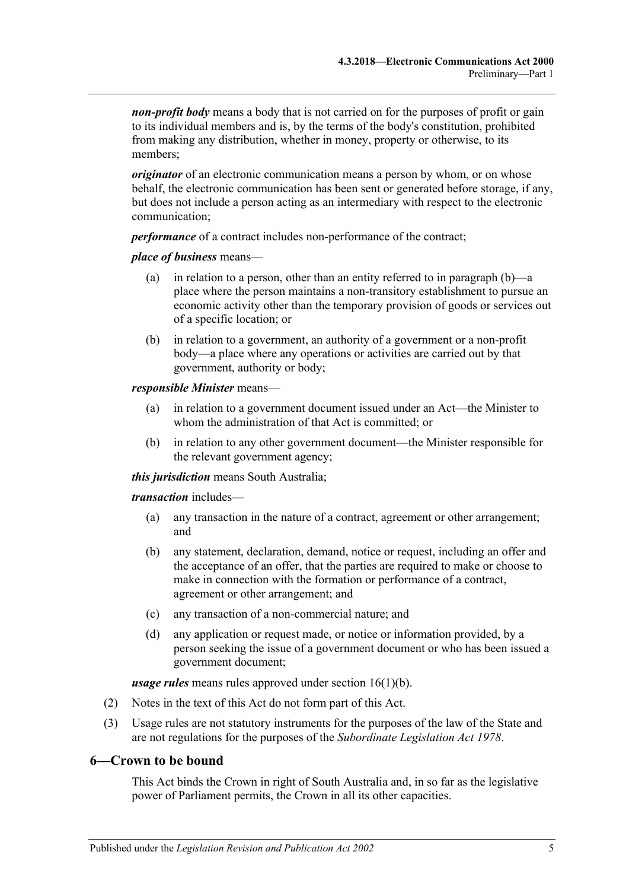***non-profit body*** means a body that is not carried on for the purposes of profit or gain to its individual members and is, by the terms of the body's constitution, prohibited from making any distribution, whether in money, property or otherwise, to its members;

***originator*** of an electronic communication means a person by whom, or on whose behalf, the electronic communication has been sent or generated before storage, if any, but does not include a person acting as an intermediary with respect to the electronic communication;

***performance*** of a contract includes non-performance of the contract;

***place of business*** means—

- (a) in relation to a person, other than an entity referred to in paragraph (b)—a place where the person maintains a non-transitory establishment to pursue an economic activity other than the temporary provision of goods or services out of a specific location; or
- (b) in relation to a government, an authority of a government or a non-profit body—a place where any operations or activities are carried out by that government, authority or body;

***responsible Minister*** means—

- (a) in relation to a government document issued under an Act—the Minister to whom the administration of that Act is committed; or
- (b) in relation to any other government document—the Minister responsible for the relevant government agency;

***this jurisdiction*** means South Australia;

***transaction*** includes—

- (a) any transaction in the nature of a contract, agreement or other arrangement; and
- (b) any statement, declaration, demand, notice or request, including an offer and the acceptance of an offer, that the parties are required to make or choose to make in connection with the formation or performance of a contract, agreement or other arrangement; and
- (c) any transaction of a non-commercial nature; and
- (d) any application or request made, or notice or information provided, by a person seeking the issue of a government document or who has been issued a government document;

***usage rules*** means rules approved under section 16(1)(b).

(2) Notes in the text of this Act do not form part of this Act.

(3) Usage rules are not statutory instruments for the purposes of the law of the State and are not regulations for the purposes of the *Subordinate Legislation Act 1978*.

## 6—Crown to be bound

This Act binds the Crown in right of South Australia and, in so far as the legislative power of Parliament permits, the Crown in all its other capacities.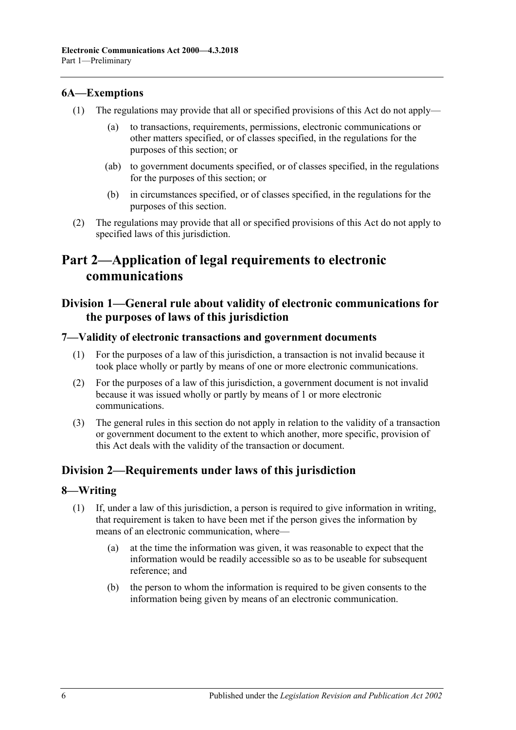### 6A—Exemptions

(1) The regulations may provide that all or specified provisions of this Act do not apply—

(a) to transactions, requirements, permissions, electronic communications or other matters specified, or of classes specified, in the regulations for the purposes of this section; or

(ab) to government documents specified, or of classes specified, in the regulations for the purposes of this section; or

(b) in circumstances specified, or of classes specified, in the regulations for the purposes of this section.

(2) The regulations may provide that all or specified provisions of this Act do not apply to specified laws of this jurisdiction.

# Part 2—Application of legal requirements to electronic communications

## Division 1—General rule about validity of electronic communications for the purposes of laws of this jurisdiction

### 7—Validity of electronic transactions and government documents

(1) For the purposes of a law of this jurisdiction, a transaction is not invalid because it took place wholly or partly by means of one or more electronic communications.

(2) For the purposes of a law of this jurisdiction, a government document is not invalid because it was issued wholly or partly by means of 1 or more electronic communications.

(3) The general rules in this section do not apply in relation to the validity of a transaction or government document to the extent to which another, more specific, provision of this Act deals with the validity of the transaction or document.

## Division 2—Requirements under laws of this jurisdiction

### 8—Writing

(1) If, under a law of this jurisdiction, a person is required to give information in writing, that requirement is taken to have been met if the person gives the information by means of an electronic communication, where—

(a) at the time the information was given, it was reasonable to expect that the information would be readily accessible so as to be useable for subsequent reference; and

(b) the person to whom the information is required to be given consents to the information being given by means of an electronic communication.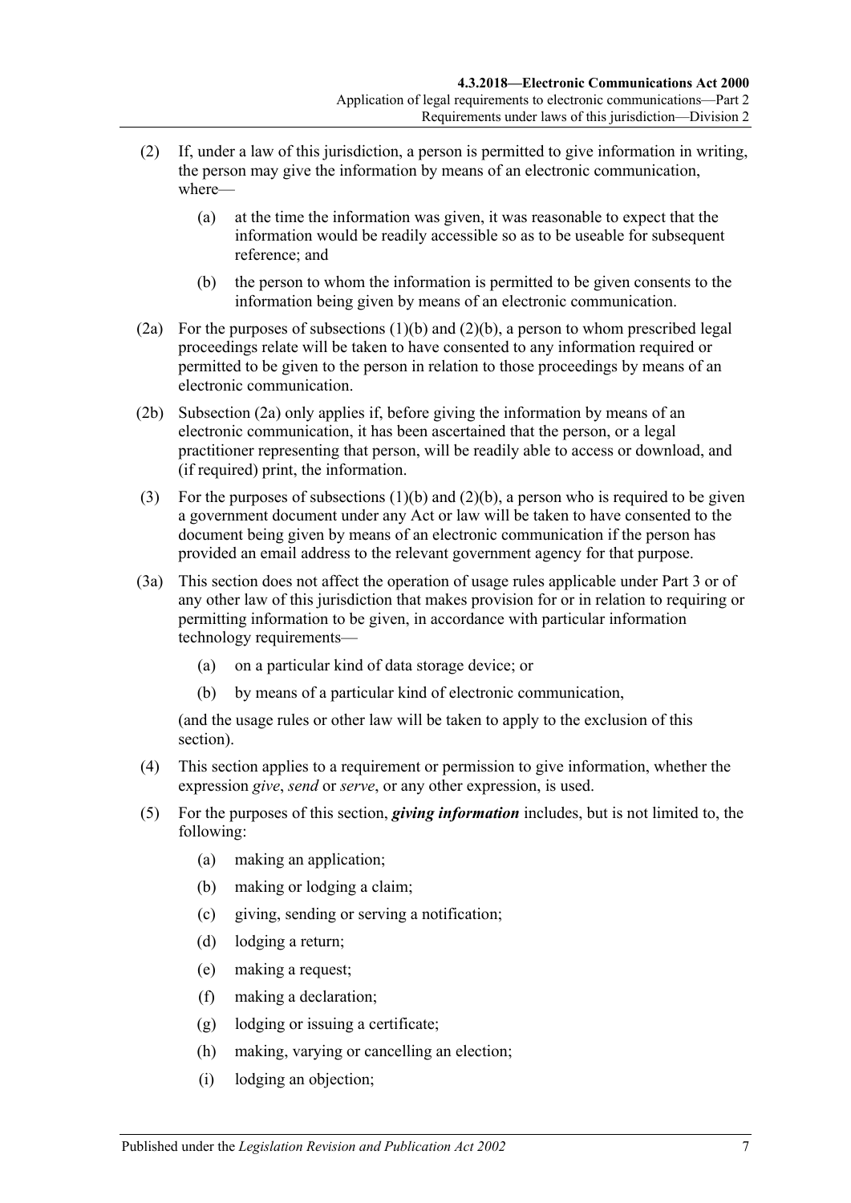(2) If, under a law of this jurisdiction, a person is permitted to give information in writing, the person may give the information by means of an electronic communication, where—

(a) at the time the information was given, it was reasonable to expect that the information would be readily accessible so as to be useable for subsequent reference; and

(b) the person to whom the information is permitted to be given consents to the information being given by means of an electronic communication.

(2a) For the purposes of subsections (1)(b) and (2)(b), a person to whom prescribed legal proceedings relate will be taken to have consented to any information required or permitted to be given to the person in relation to those proceedings by means of an electronic communication.

(2b) Subsection (2a) only applies if, before giving the information by means of an electronic communication, it has been ascertained that the person, or a legal practitioner representing that person, will be readily able to access or download, and (if required) print, the information.

(3) For the purposes of subsections (1)(b) and (2)(b), a person who is required to be given a government document under any Act or law will be taken to have consented to the document being given by means of an electronic communication if the person has provided an email address to the relevant government agency for that purpose.

(3a) This section does not affect the operation of usage rules applicable under Part 3 or of any other law of this jurisdiction that makes provision for or in relation to requiring or permitting information to be given, in accordance with particular information technology requirements—

(a) on a particular kind of data storage device; or

(b) by means of a particular kind of electronic communication,

(and the usage rules or other law will be taken to apply to the exclusion of this section).

(4) This section applies to a requirement or permission to give information, whether the expression *give*, *send* or *serve*, or any other expression, is used.

(5) For the purposes of this section, ***giving information*** includes, but is not limited to, the following:

(a) making an application;

(b) making or lodging a claim;

(c) giving, sending or serving a notification;

(d) lodging a return;

(e) making a request;

(f) making a declaration;

(g) lodging or issuing a certificate;

(h) making, varying or cancelling an election;

(i) lodging an objection;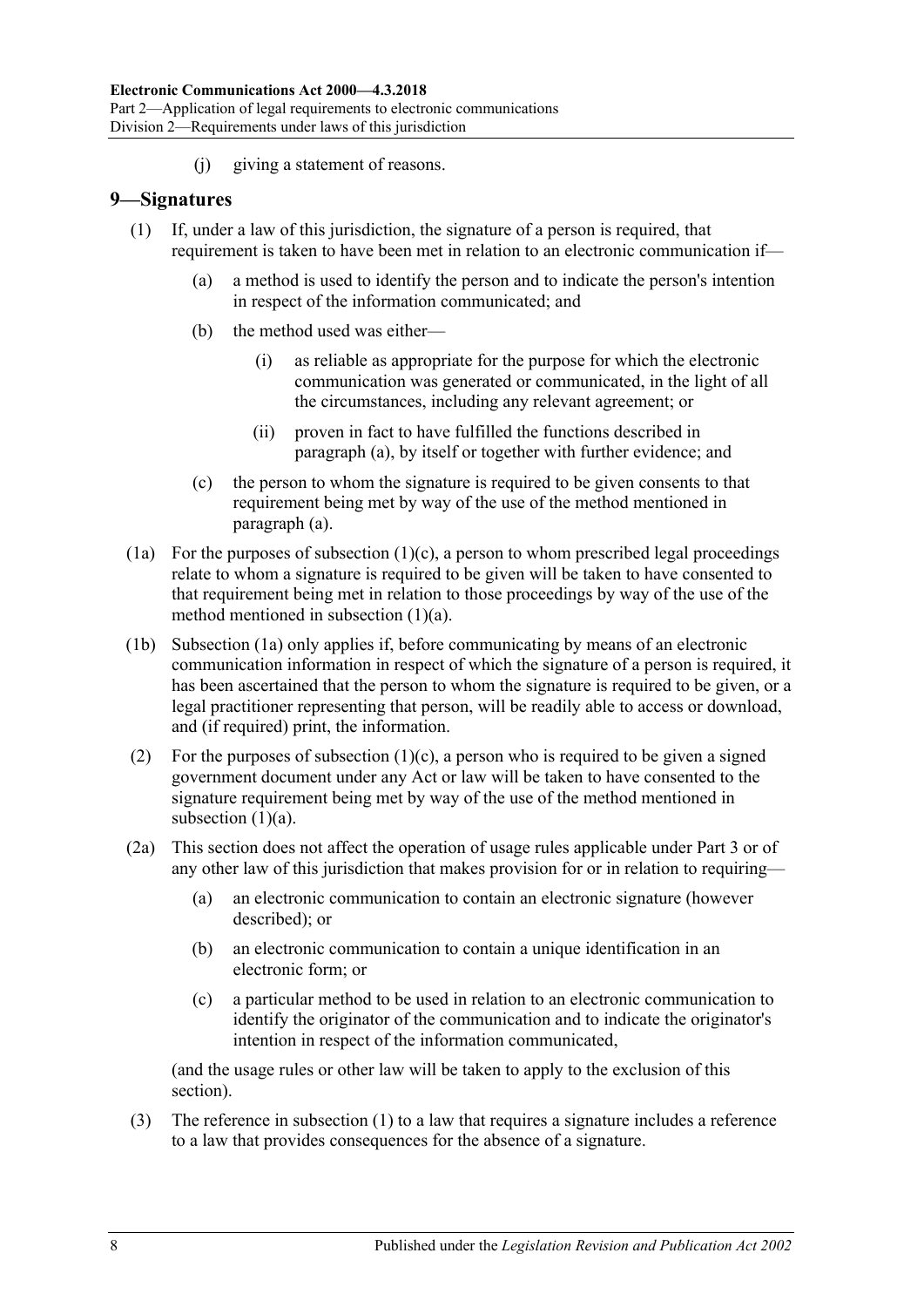(j) giving a statement of reasons.

## 9—Signatures

(1) If, under a law of this jurisdiction, the signature of a person is required, that requirement is taken to have been met in relation to an electronic communication if—

(a) a method is used to identify the person and to indicate the person's intention in respect of the information communicated; and

(b) the method used was either—

(i) as reliable as appropriate for the purpose for which the electronic communication was generated or communicated, in the light of all the circumstances, including any relevant agreement; or

(ii) proven in fact to have fulfilled the functions described in paragraph (a), by itself or together with further evidence; and

(c) the person to whom the signature is required to be given consents to that requirement being met by way of the use of the method mentioned in paragraph (a).

(1a) For the purposes of subsection (1)(c), a person to whom prescribed legal proceedings relate to whom a signature is required to be given will be taken to have consented to that requirement being met in relation to those proceedings by way of the use of the method mentioned in subsection (1)(a).

(1b) Subsection (1a) only applies if, before communicating by means of an electronic communication information in respect of which the signature of a person is required, it has been ascertained that the person to whom the signature is required to be given, or a legal practitioner representing that person, will be readily able to access or download, and (if required) print, the information.

(2) For the purposes of subsection (1)(c), a person who is required to be given a signed government document under any Act or law will be taken to have consented to the signature requirement being met by way of the use of the method mentioned in subsection (1)(a).

(2a) This section does not affect the operation of usage rules applicable under Part 3 or of any other law of this jurisdiction that makes provision for or in relation to requiring—

(a) an electronic communication to contain an electronic signature (however described); or

(b) an electronic communication to contain a unique identification in an electronic form; or

(c) a particular method to be used in relation to an electronic communication to identify the originator of the communication and to indicate the originator's intention in respect of the information communicated,

(and the usage rules or other law will be taken to apply to the exclusion of this section).

(3) The reference in subsection (1) to a law that requires a signature includes a reference to a law that provides consequences for the absence of a signature.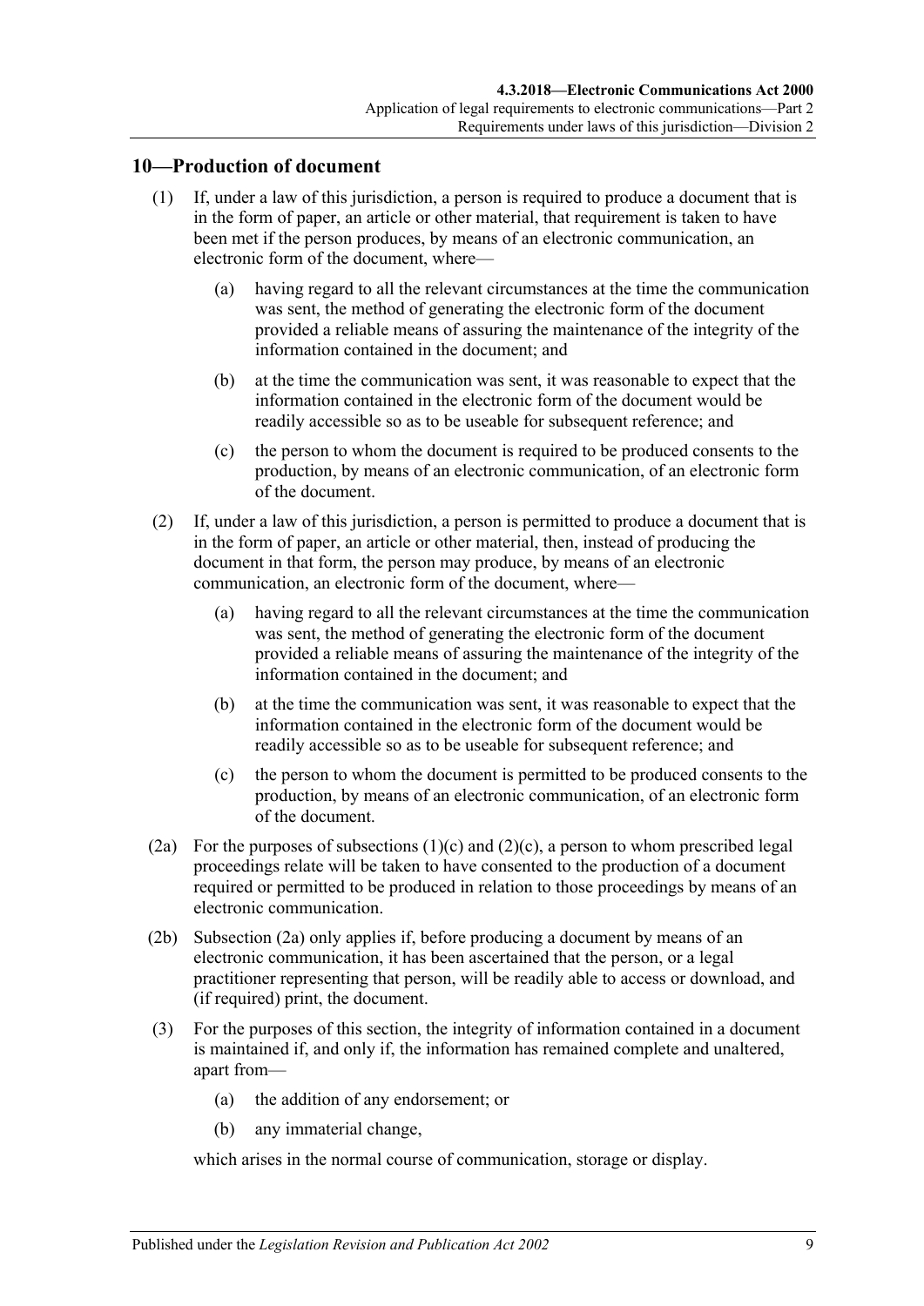## 10—Production of document

(1) If, under a law of this jurisdiction, a person is required to produce a document that is in the form of paper, an article or other material, that requirement is taken to have been met if the person produces, by means of an electronic communication, an electronic form of the document, where—

(a) having regard to all the relevant circumstances at the time the communication was sent, the method of generating the electronic form of the document provided a reliable means of assuring the maintenance of the integrity of the information contained in the document; and

(b) at the time the communication was sent, it was reasonable to expect that the information contained in the electronic form of the document would be readily accessible so as to be useable for subsequent reference; and

(c) the person to whom the document is required to be produced consents to the production, by means of an electronic communication, of an electronic form of the document.

(2) If, under a law of this jurisdiction, a person is permitted to produce a document that is in the form of paper, an article or other material, then, instead of producing the document in that form, the person may produce, by means of an electronic communication, an electronic form of the document, where—

(a) having regard to all the relevant circumstances at the time the communication was sent, the method of generating the electronic form of the document provided a reliable means of assuring the maintenance of the integrity of the information contained in the document; and

(b) at the time the communication was sent, it was reasonable to expect that the information contained in the electronic form of the document would be readily accessible so as to be useable for subsequent reference; and

(c) the person to whom the document is permitted to be produced consents to the production, by means of an electronic communication, of an electronic form of the document.

(2a) For the purposes of subsections (1)(c) and (2)(c), a person to whom prescribed legal proceedings relate will be taken to have consented to the production of a document required or permitted to be produced in relation to those proceedings by means of an electronic communication.

(2b) Subsection (2a) only applies if, before producing a document by means of an electronic communication, it has been ascertained that the person, or a legal practitioner representing that person, will be readily able to access or download, and (if required) print, the document.

(3) For the purposes of this section, the integrity of information contained in a document is maintained if, and only if, the information has remained complete and unaltered, apart from—

(a) the addition of any endorsement; or

(b) any immaterial change,

which arises in the normal course of communication, storage or display.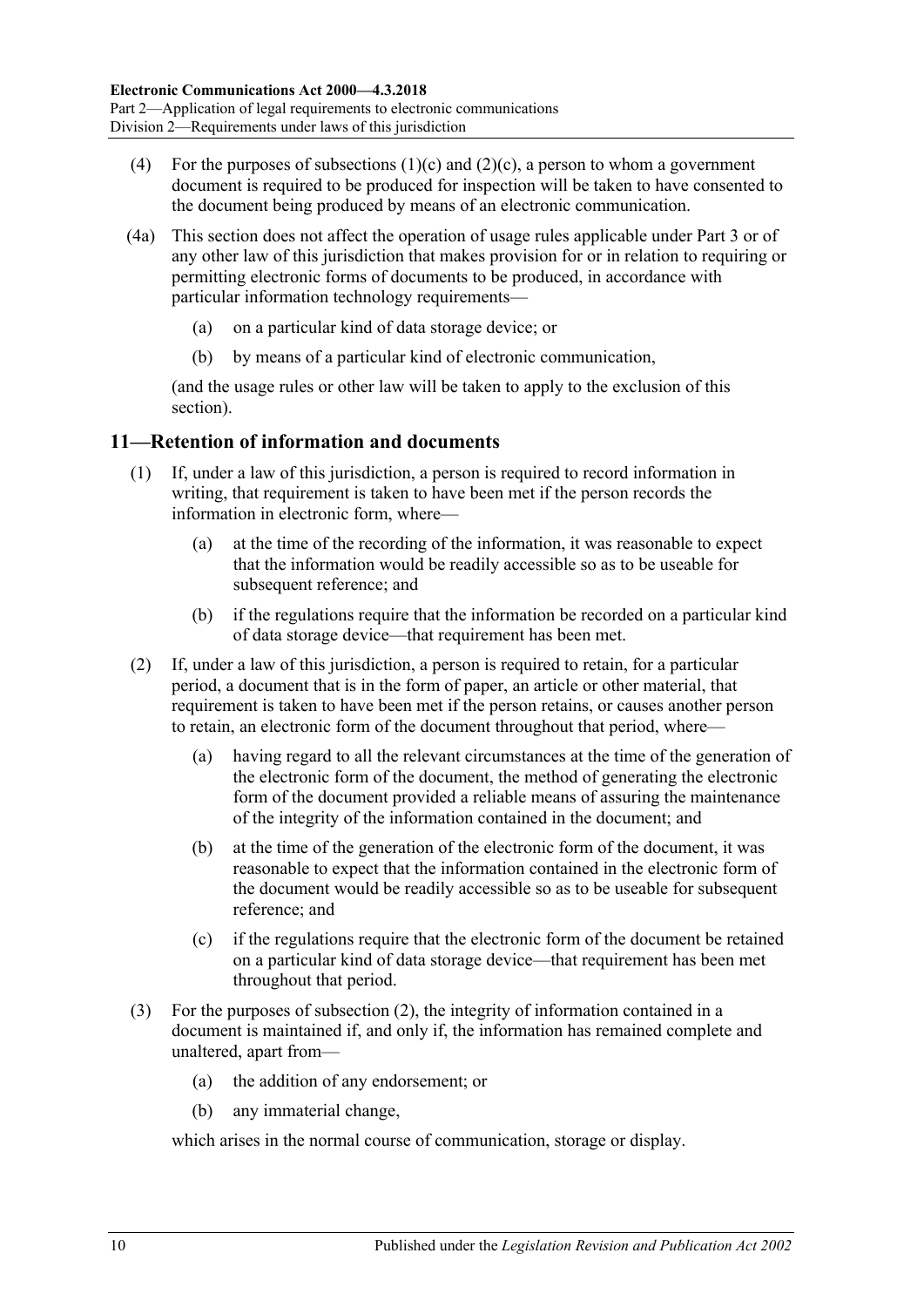(4) For the purposes of subsections (1)(c) and (2)(c), a person to whom a government document is required to be produced for inspection will be taken to have consented to the document being produced by means of an electronic communication.

(4a) This section does not affect the operation of usage rules applicable under Part 3 or of any other law of this jurisdiction that makes provision for or in relation to requiring or permitting electronic forms of documents to be produced, in accordance with particular information technology requirements—

(a) on a particular kind of data storage device; or

(b) by means of a particular kind of electronic communication,

(and the usage rules or other law will be taken to apply to the exclusion of this section).

## 11—Retention of information and documents

(1) If, under a law of this jurisdiction, a person is required to record information in writing, that requirement is taken to have been met if the person records the information in electronic form, where—

(a) at the time of the recording of the information, it was reasonable to expect that the information would be readily accessible so as to be useable for subsequent reference; and

(b) if the regulations require that the information be recorded on a particular kind of data storage device—that requirement has been met.

(2) If, under a law of this jurisdiction, a person is required to retain, for a particular period, a document that is in the form of paper, an article or other material, that requirement is taken to have been met if the person retains, or causes another person to retain, an electronic form of the document throughout that period, where—

(a) having regard to all the relevant circumstances at the time of the generation of the electronic form of the document, the method of generating the electronic form of the document provided a reliable means of assuring the maintenance of the integrity of the information contained in the document; and

(b) at the time of the generation of the electronic form of the document, it was reasonable to expect that the information contained in the electronic form of the document would be readily accessible so as to be useable for subsequent reference; and

(c) if the regulations require that the electronic form of the document be retained on a particular kind of data storage device—that requirement has been met throughout that period.

(3) For the purposes of subsection (2), the integrity of information contained in a document is maintained if, and only if, the information has remained complete and unaltered, apart from—

(a) the addition of any endorsement; or

(b) any immaterial change,

which arises in the normal course of communication, storage or display.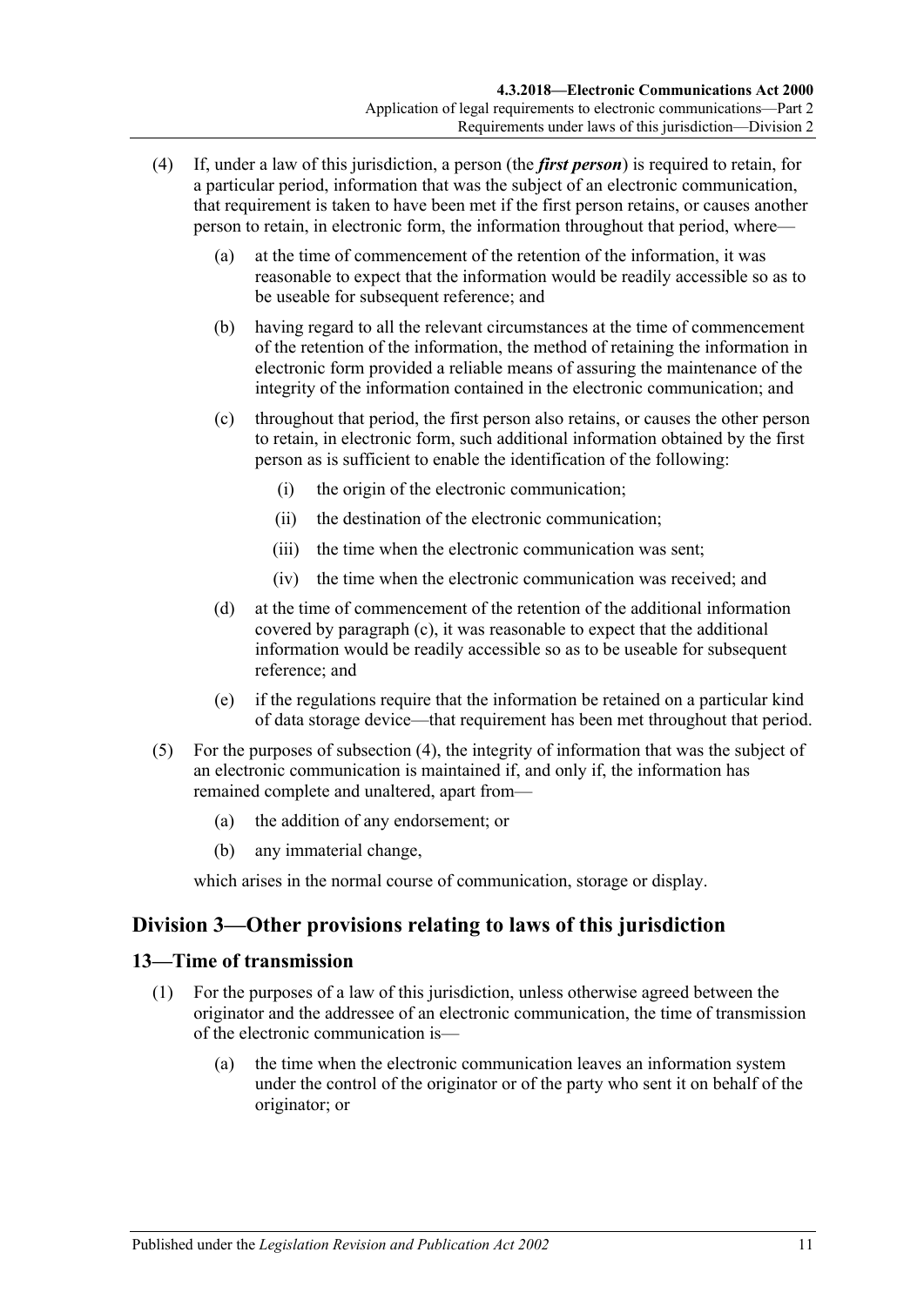(4) If, under a law of this jurisdiction, a person (the ***first person***) is required to retain, for a particular period, information that was the subject of an electronic communication, that requirement is taken to have been met if the first person retains, or causes another person to retain, in electronic form, the information throughout that period, where—

(a) at the time of commencement of the retention of the information, it was reasonable to expect that the information would be readily accessible so as to be useable for subsequent reference; and

(b) having regard to all the relevant circumstances at the time of commencement of the retention of the information, the method of retaining the information in electronic form provided a reliable means of assuring the maintenance of the integrity of the information contained in the electronic communication; and

(c) throughout that period, the first person also retains, or causes the other person to retain, in electronic form, such additional information obtained by the first person as is sufficient to enable the identification of the following:

(i) the origin of the electronic communication;

(ii) the destination of the electronic communication;

(iii) the time when the electronic communication was sent;

(iv) the time when the electronic communication was received; and

(d) at the time of commencement of the retention of the additional information covered by paragraph (c), it was reasonable to expect that the additional information would be readily accessible so as to be useable for subsequent reference; and

(e) if the regulations require that the information be retained on a particular kind of data storage device—that requirement has been met throughout that period.

(5) For the purposes of subsection (4), the integrity of information that was the subject of an electronic communication is maintained if, and only if, the information has remained complete and unaltered, apart from—

(a) the addition of any endorsement; or

(b) any immaterial change,

which arises in the normal course of communication, storage or display.

## Division 3—Other provisions relating to laws of this jurisdiction

### 13—Time of transmission

(1) For the purposes of a law of this jurisdiction, unless otherwise agreed between the originator and the addressee of an electronic communication, the time of transmission of the electronic communication is—

(a) the time when the electronic communication leaves an information system under the control of the originator or of the party who sent it on behalf of the originator; or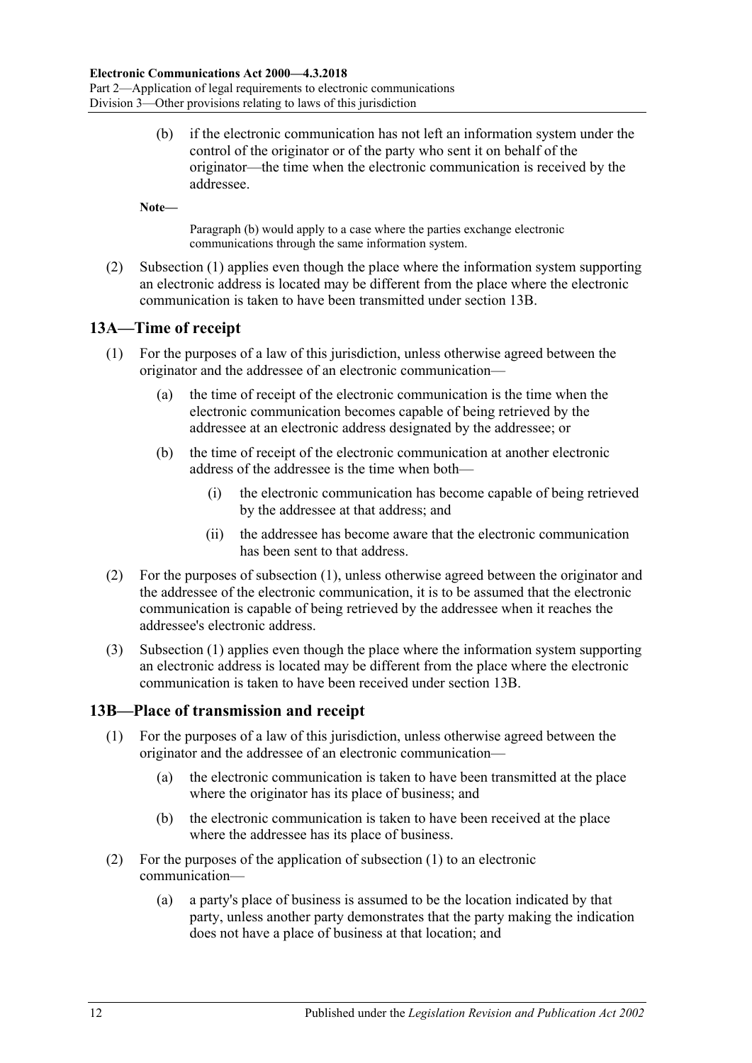(b) if the electronic communication has not left an information system under the control of the originator or of the party who sent it on behalf of the originator—the time when the electronic communication is received by the addressee.

**Note—**

Paragraph (b) would apply to a case where the parties exchange electronic communications through the same information system.

(2) Subsection (1) applies even though the place where the information system supporting an electronic address is located may be different from the place where the electronic communication is taken to have been transmitted under section 13B.

## 13A—Time of receipt

(1) For the purposes of a law of this jurisdiction, unless otherwise agreed between the originator and the addressee of an electronic communication—

(a) the time of receipt of the electronic communication is the time when the electronic communication becomes capable of being retrieved by the addressee at an electronic address designated by the addressee; or

(b) the time of receipt of the electronic communication at another electronic address of the addressee is the time when both—

(i) the electronic communication has become capable of being retrieved by the addressee at that address; and

(ii) the addressee has become aware that the electronic communication has been sent to that address.

(2) For the purposes of subsection (1), unless otherwise agreed between the originator and the addressee of the electronic communication, it is to be assumed that the electronic communication is capable of being retrieved by the addressee when it reaches the addressee's electronic address.

(3) Subsection (1) applies even though the place where the information system supporting an electronic address is located may be different from the place where the electronic communication is taken to have been received under section 13B.

## 13B—Place of transmission and receipt

(1) For the purposes of a law of this jurisdiction, unless otherwise agreed between the originator and the addressee of an electronic communication—

(a) the electronic communication is taken to have been transmitted at the place where the originator has its place of business; and

(b) the electronic communication is taken to have been received at the place where the addressee has its place of business.

(2) For the purposes of the application of subsection (1) to an electronic communication—

(a) a party's place of business is assumed to be the location indicated by that party, unless another party demonstrates that the party making the indication does not have a place of business at that location; and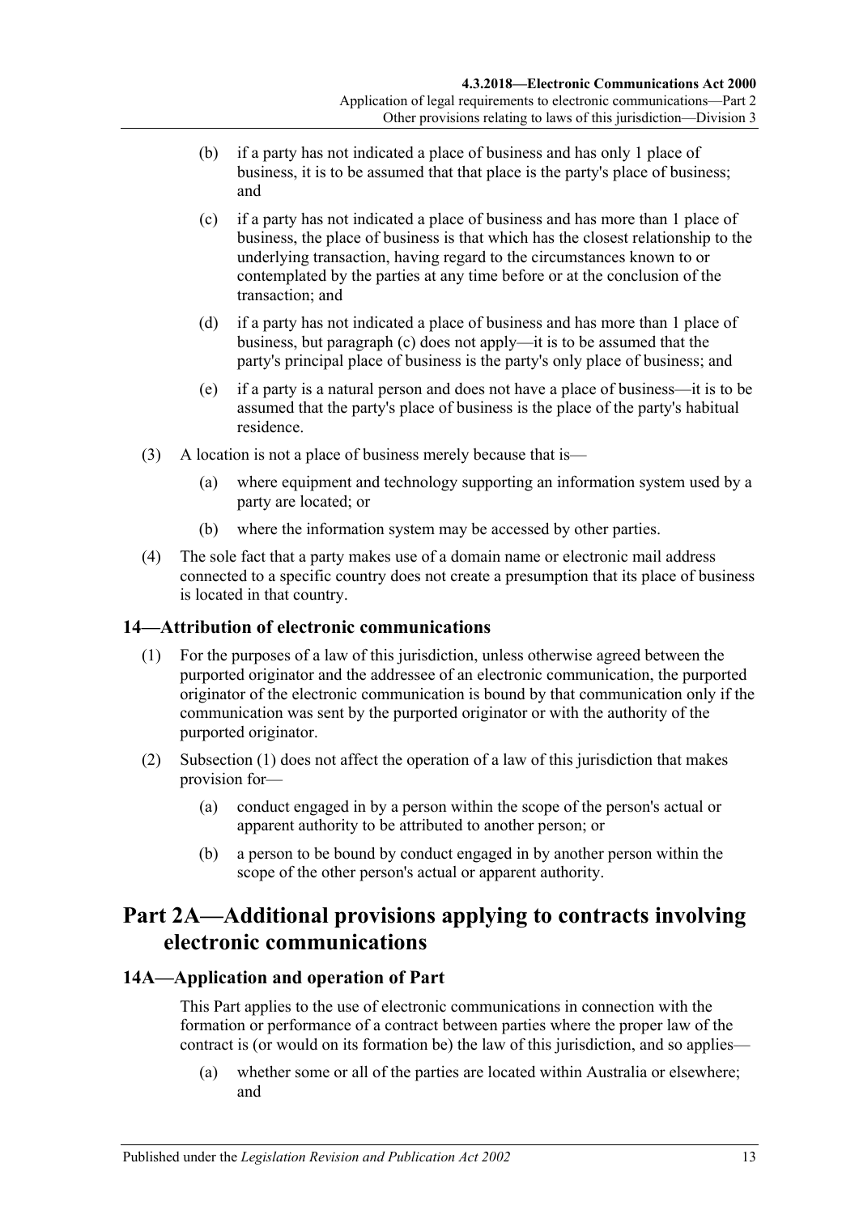(b) if a party has not indicated a place of business and has only 1 place of business, it is to be assumed that that place is the party's place of business; and

(c) if a party has not indicated a place of business and has more than 1 place of business, the place of business is that which has the closest relationship to the underlying transaction, having regard to the circumstances known to or contemplated by the parties at any time before or at the conclusion of the transaction; and

(d) if a party has not indicated a place of business and has more than 1 place of business, but paragraph (c) does not apply—it is to be assumed that the party's principal place of business is the party's only place of business; and

(e) if a party is a natural person and does not have a place of business—it is to be assumed that the party's place of business is the place of the party's habitual residence.

(3) A location is not a place of business merely because that is—

(a) where equipment and technology supporting an information system used by a party are located; or

(b) where the information system may be accessed by other parties.

(4) The sole fact that a party makes use of a domain name or electronic mail address connected to a specific country does not create a presumption that its place of business is located in that country.

### 14—Attribution of electronic communications

(1) For the purposes of a law of this jurisdiction, unless otherwise agreed between the purported originator and the addressee of an electronic communication, the purported originator of the electronic communication is bound by that communication only if the communication was sent by the purported originator or with the authority of the purported originator.

(2) Subsection (1) does not affect the operation of a law of this jurisdiction that makes provision for—

(a) conduct engaged in by a person within the scope of the person's actual or apparent authority to be attributed to another person; or

(b) a person to be bound by conduct engaged in by another person within the scope of the other person's actual or apparent authority.

## Part 2A—Additional provisions applying to contracts involving electronic communications

### 14A—Application and operation of Part

This Part applies to the use of electronic communications in connection with the formation or performance of a contract between parties where the proper law of the contract is (or would on its formation be) the law of this jurisdiction, and so applies—

(a) whether some or all of the parties are located within Australia or elsewhere; and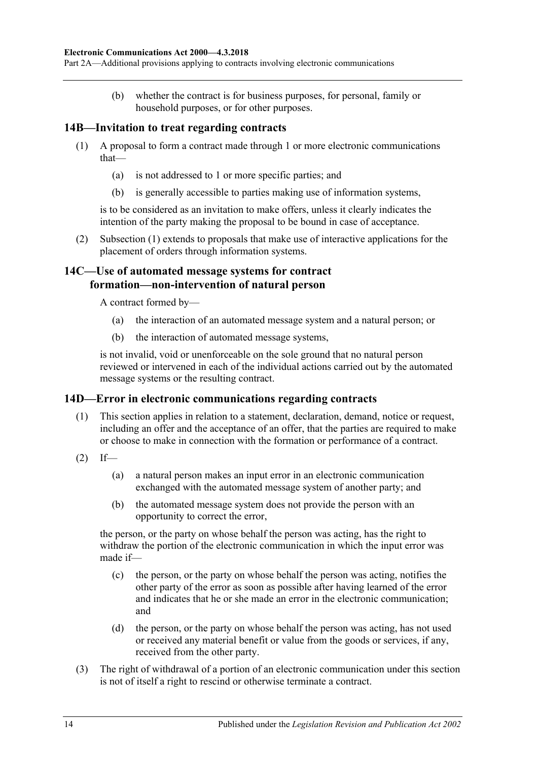(b) whether the contract is for business purposes, for personal, family or household purposes, or for other purposes.

## 14B—Invitation to treat regarding contracts

(1) A proposal to form a contract made through 1 or more electronic communications that—

(a) is not addressed to 1 or more specific parties; and

(b) is generally accessible to parties making use of information systems,

is to be considered as an invitation to make offers, unless it clearly indicates the intention of the party making the proposal to be bound in case of acceptance.

(2) Subsection (1) extends to proposals that make use of interactive applications for the placement of orders through information systems.

## 14C—Use of automated message systems for contract formation—non-intervention of natural person

A contract formed by—

(a) the interaction of an automated message system and a natural person; or

(b) the interaction of automated message systems,

is not invalid, void or unenforceable on the sole ground that no natural person reviewed or intervened in each of the individual actions carried out by the automated message systems or the resulting contract.

## 14D—Error in electronic communications regarding contracts

(1) This section applies in relation to a statement, declaration, demand, notice or request, including an offer and the acceptance of an offer, that the parties are required to make or choose to make in connection with the formation or performance of a contract.

(2) If—

(a) a natural person makes an input error in an electronic communication exchanged with the automated message system of another party; and

(b) the automated message system does not provide the person with an opportunity to correct the error,

the person, or the party on whose behalf the person was acting, has the right to withdraw the portion of the electronic communication in which the input error was made if—

(c) the person, or the party on whose behalf the person was acting, notifies the other party of the error as soon as possible after having learned of the error and indicates that he or she made an error in the electronic communication; and

(d) the person, or the party on whose behalf the person was acting, has not used or received any material benefit or value from the goods or services, if any, received from the other party.

(3) The right of withdrawal of a portion of an electronic communication under this section is not of itself a right to rescind or otherwise terminate a contract.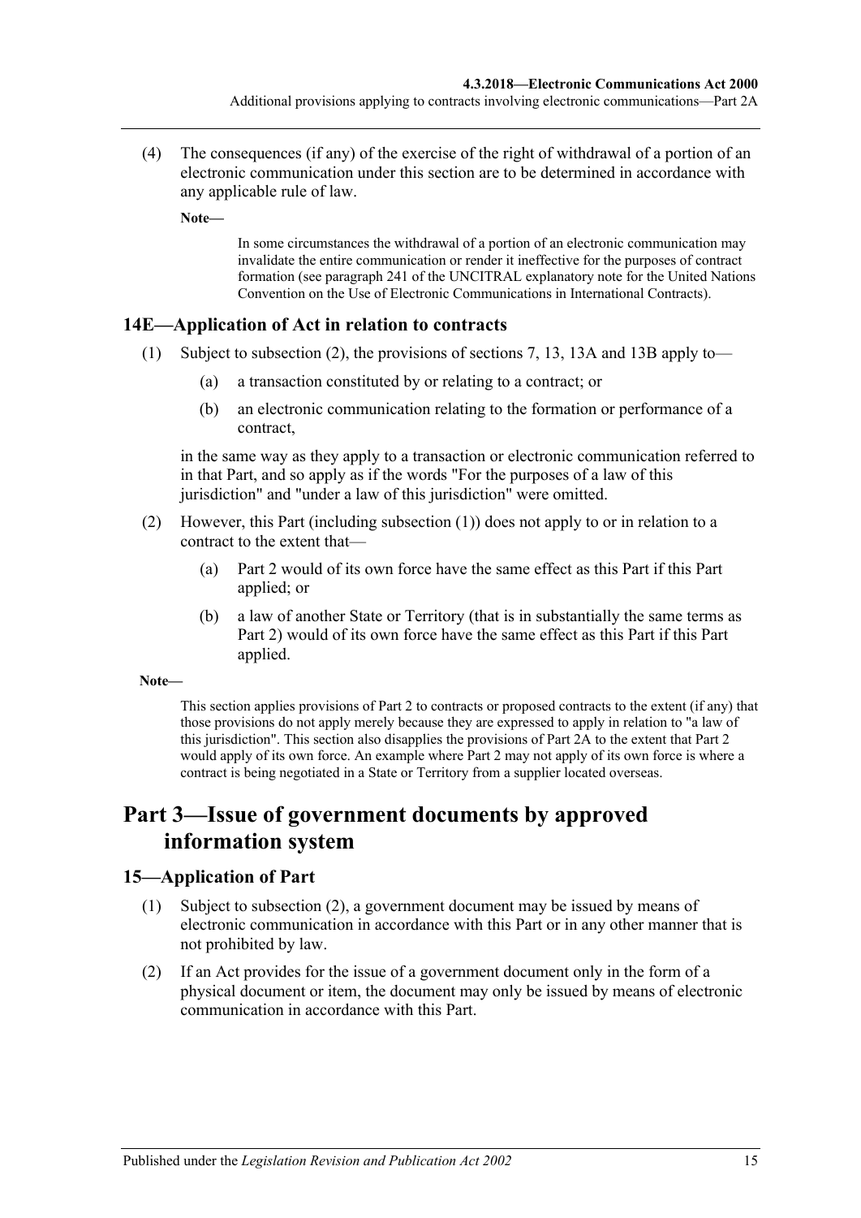(4) The consequences (if any) of the exercise of the right of withdrawal of a portion of an electronic communication under this section are to be determined in accordance with any applicable rule of law.

**Note—**

In some circumstances the withdrawal of a portion of an electronic communication may invalidate the entire communication or render it ineffective for the purposes of contract formation (see paragraph 241 of the UNCITRAL explanatory note for the United Nations Convention on the Use of Electronic Communications in International Contracts).

## 14E—Application of Act in relation to contracts

(1) Subject to subsection (2), the provisions of sections 7, 13, 13A and 13B apply to—

(a) a transaction constituted by or relating to a contract; or

(b) an electronic communication relating to the formation or performance of a contract,

in the same way as they apply to a transaction or electronic communication referred to in that Part, and so apply as if the words "For the purposes of a law of this jurisdiction" and "under a law of this jurisdiction" were omitted.

(2) However, this Part (including subsection (1)) does not apply to or in relation to a contract to the extent that—

(a) Part 2 would of its own force have the same effect as this Part if this Part applied; or

(b) a law of another State or Territory (that is in substantially the same terms as Part 2) would of its own force have the same effect as this Part if this Part applied.

**Note—**

This section applies provisions of Part 2 to contracts or proposed contracts to the extent (if any) that those provisions do not apply merely because they are expressed to apply in relation to "a law of this jurisdiction". This section also disapplies the provisions of Part 2A to the extent that Part 2 would apply of its own force. An example where Part 2 may not apply of its own force is where a contract is being negotiated in a State or Territory from a supplier located overseas.

# Part 3—Issue of government documents by approved information system

## 15—Application of Part

(1) Subject to subsection (2), a government document may be issued by means of electronic communication in accordance with this Part or in any other manner that is not prohibited by law.

(2) If an Act provides for the issue of a government document only in the form of a physical document or item, the document may only be issued by means of electronic communication in accordance with this Part.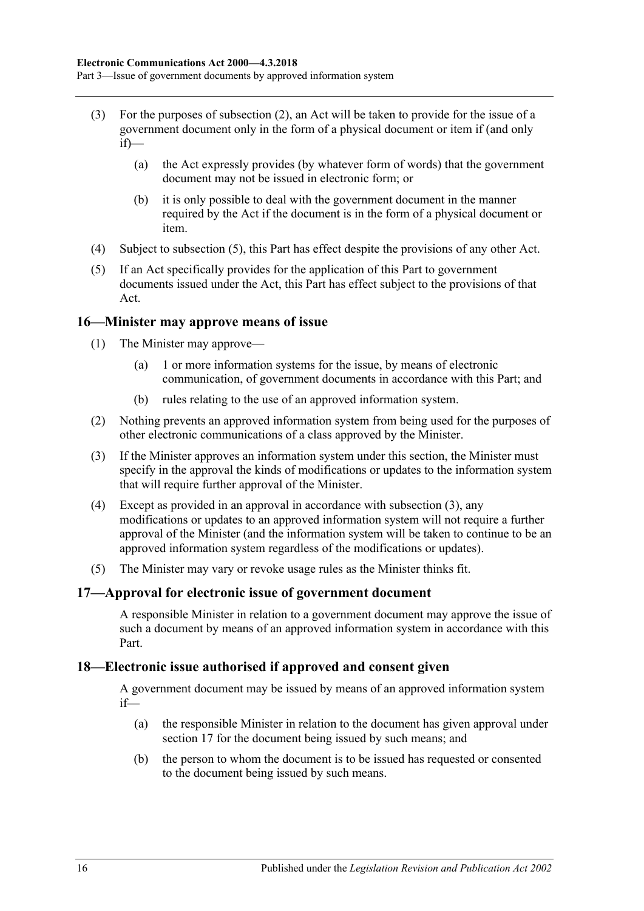(3) For the purposes of subsection (2), an Act will be taken to provide for the issue of a government document only in the form of a physical document or item if (and only if)—

(a) the Act expressly provides (by whatever form of words) that the government document may not be issued in electronic form; or

(b) it is only possible to deal with the government document in the manner required by the Act if the document is in the form of a physical document or item.

(4) Subject to subsection (5), this Part has effect despite the provisions of any other Act.

(5) If an Act specifically provides for the application of this Part to government documents issued under the Act, this Part has effect subject to the provisions of that Act.

## 16—Minister may approve means of issue

(1) The Minister may approve—

(a) 1 or more information systems for the issue, by means of electronic communication, of government documents in accordance with this Part; and

(b) rules relating to the use of an approved information system.

(2) Nothing prevents an approved information system from being used for the purposes of other electronic communications of a class approved by the Minister.

(3) If the Minister approves an information system under this section, the Minister must specify in the approval the kinds of modifications or updates to the information system that will require further approval of the Minister.

(4) Except as provided in an approval in accordance with subsection (3), any modifications or updates to an approved information system will not require a further approval of the Minister (and the information system will be taken to continue to be an approved information system regardless of the modifications or updates).

(5) The Minister may vary or revoke usage rules as the Minister thinks fit.

## 17—Approval for electronic issue of government document

A responsible Minister in relation to a government document may approve the issue of such a document by means of an approved information system in accordance with this Part.

## 18—Electronic issue authorised if approved and consent given

A government document may be issued by means of an approved information system if—

(a) the responsible Minister in relation to the document has given approval under section 17 for the document being issued by such means; and

(b) the person to whom the document is to be issued has requested or consented to the document being issued by such means.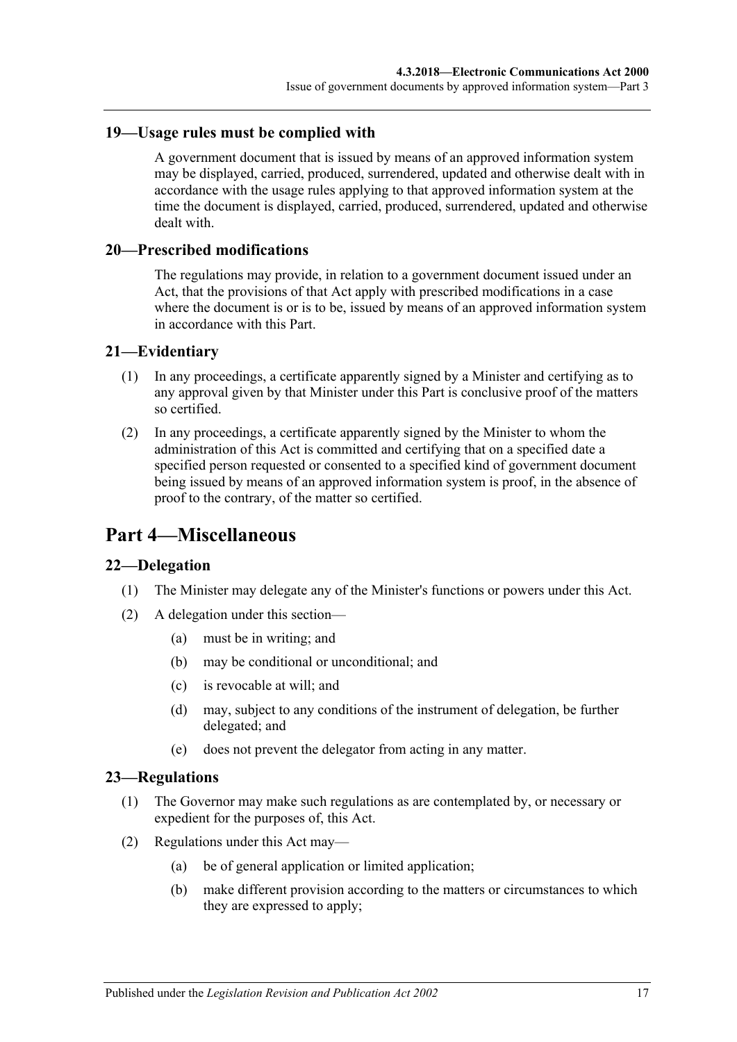### 19—Usage rules must be complied with

A government document that is issued by means of an approved information system may be displayed, carried, produced, surrendered, updated and otherwise dealt with in accordance with the usage rules applying to that approved information system at the time the document is displayed, carried, produced, surrendered, updated and otherwise dealt with.

### 20—Prescribed modifications

The regulations may provide, in relation to a government document issued under an Act, that the provisions of that Act apply with prescribed modifications in a case where the document is or is to be, issued by means of an approved information system in accordance with this Part.

### 21—Evidentiary

(1) In any proceedings, a certificate apparently signed by a Minister and certifying as to any approval given by that Minister under this Part is conclusive proof of the matters so certified.

(2) In any proceedings, a certificate apparently signed by the Minister to whom the administration of this Act is committed and certifying that on a specified date a specified person requested or consented to a specified kind of government document being issued by means of an approved information system is proof, in the absence of proof to the contrary, of the matter so certified.

## Part 4—Miscellaneous

### 22—Delegation

(1) The Minister may delegate any of the Minister's functions or powers under this Act.

(2) A delegation under this section—

  (a) must be in writing; and

  (b) may be conditional or unconditional; and

  (c) is revocable at will; and

  (d) may, subject to any conditions of the instrument of delegation, be further delegated; and

  (e) does not prevent the delegator from acting in any matter.

### 23—Regulations

(1) The Governor may make such regulations as are contemplated by, or necessary or expedient for the purposes of, this Act.

(2) Regulations under this Act may—

  (a) be of general application or limited application;

  (b) make different provision according to the matters or circumstances to which they are expressed to apply;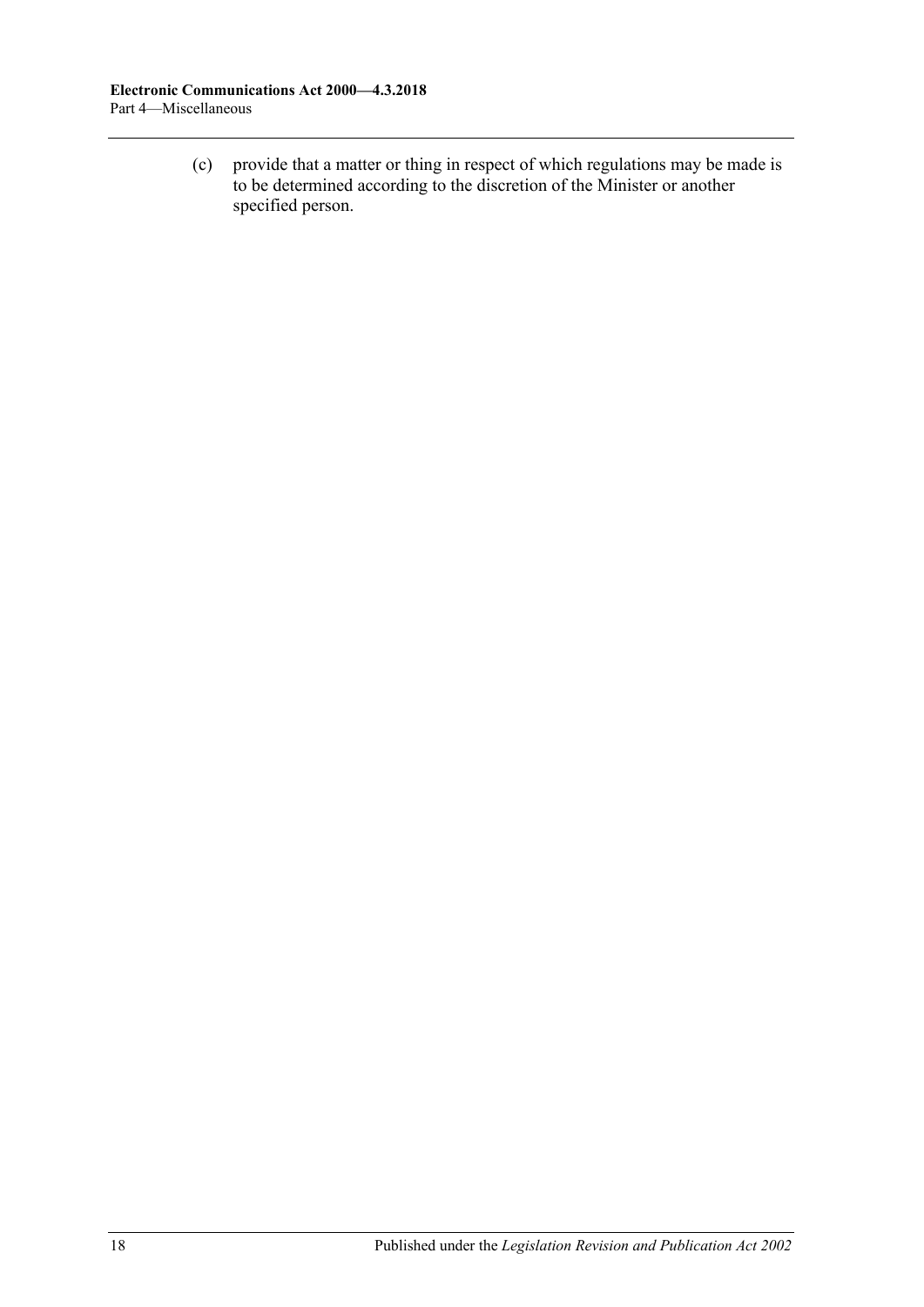(c) provide that a matter or thing in respect of which regulations may be made is to be determined according to the discretion of the Minister or another specified person.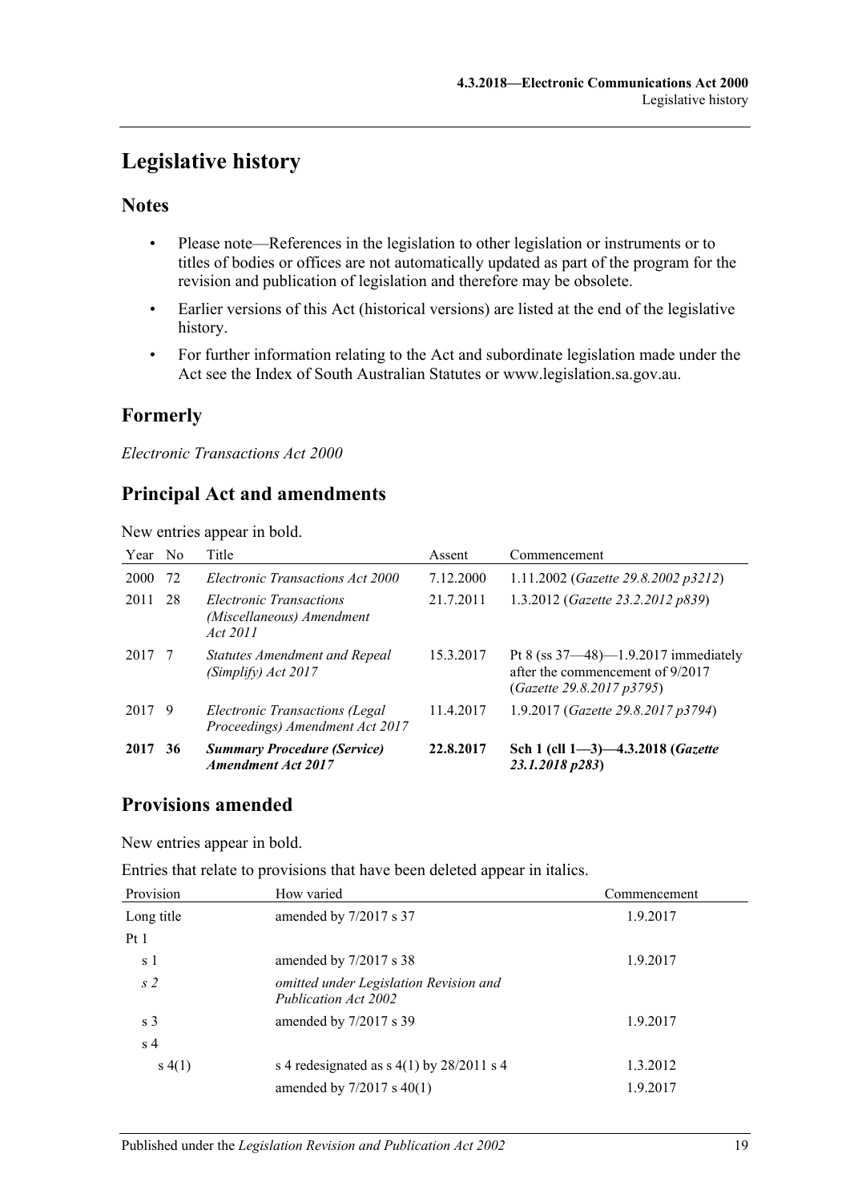# Legislative history

## Notes

- Please note—References in the legislation to other legislation or instruments or to titles of bodies or offices are not automatically updated as part of the program for the revision and publication of legislation and therefore may be obsolete.
- Earlier versions of this Act (historical versions) are listed at the end of the legislative history.
- For further information relating to the Act and subordinate legislation made under the Act see the Index of South Australian Statutes or www.legislation.sa.gov.au.

## Formerly

*Electronic Transactions Act 2000*

## Principal Act and amendments

New entries appear in bold.

| Year | No | Title | Assent | Commencement |
|---|---|---|---|---|
| 2000 | 72 | *Electronic Transactions Act 2000* | 7.12.2000 | 1.11.2002 (*Gazette 29.8.2002 p3212*) |
| 2011 | 28 | *Electronic Transactions (Miscellaneous) Amendment Act 2011* | 21.7.2011 | 1.3.2012 (*Gazette 23.2.2012 p839*) |
| 2017 | 7 | *Statutes Amendment and Repeal (Simplify) Act 2017* | 15.3.2017 | Pt 8 (ss 37—48)—1.9.2017 immediately after the commencement of 9/2017 (*Gazette 29.8.2017 p3795*) |
| 2017 | 9 | *Electronic Transactions (Legal Proceedings) Amendment Act 2017* | 11.4.2017 | 1.9.2017 (*Gazette 29.8.2017 p3794*) |
| **2017** | **36** | ***Summary Procedure (Service) Amendment Act 2017*** | **22.8.2017** | **Sch 1 (cll 1—3)—4.3.2018 (*Gazette 23.1.2018 p283*)** |

## Provisions amended

New entries appear in bold.

Entries that relate to provisions that have been deleted appear in italics.

| Provision | How varied | Commencement |
|---|---|---|
| Long title | amended by 7/2017 s 37 | 1.9.2017 |
| Pt 1 | | |
| s 1 | amended by 7/2017 s 38 | 1.9.2017 |
| *s 2* | *omitted under Legislation Revision and Publication Act 2002* | |
| s 3 | amended by 7/2017 s 39 | 1.9.2017 |
| s 4 | | |
| s 4(1) | s 4 redesignated as s 4(1) by 28/2011 s 4 | 1.3.2012 |
| | amended by 7/2017 s 40(1) | 1.9.2017 |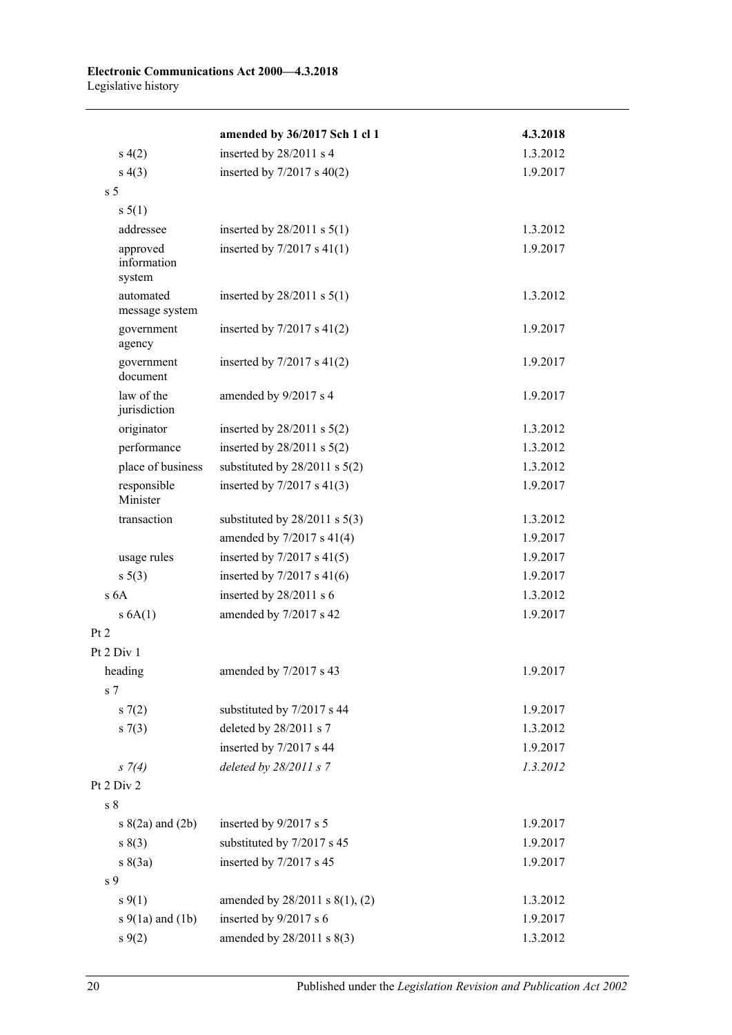| | | |
|---|---|---|
| | **amended by 36/2017 Sch 1 cl 1** | **4.3.2018** |
| s 4(2) | inserted by 28/2011 s 4 | 1.3.2012 |
| s 4(3) | inserted by 7/2017 s 40(2) | 1.9.2017 |
| s 5 | | |
| s 5(1) | | |
| addressee | inserted by 28/2011 s 5(1) | 1.3.2012 |
| approved information system | inserted by 7/2017 s 41(1) | 1.9.2017 |
| automated message system | inserted by 28/2011 s 5(1) | 1.3.2012 |
| government agency | inserted by 7/2017 s 41(2) | 1.9.2017 |
| government document | inserted by 7/2017 s 41(2) | 1.9.2017 |
| law of the jurisdiction | amended by 9/2017 s 4 | 1.9.2017 |
| originator | inserted by 28/2011 s 5(2) | 1.3.2012 |
| performance | inserted by 28/2011 s 5(2) | 1.3.2012 |
| place of business | substituted by 28/2011 s 5(2) | 1.3.2012 |
| responsible Minister | inserted by 7/2017 s 41(3) | 1.9.2017 |
| transaction | substituted by 28/2011 s 5(3) | 1.3.2012 |
| | amended by 7/2017 s 41(4) | 1.9.2017 |
| usage rules | inserted by 7/2017 s 41(5) | 1.9.2017 |
| s 5(3) | inserted by 7/2017 s 41(6) | 1.9.2017 |
| s 6A | inserted by 28/2011 s 6 | 1.3.2012 |
| s 6A(1) | amended by 7/2017 s 42 | 1.9.2017 |
| Pt 2 | | |
| Pt 2 Div 1 | | |
| heading | amended by 7/2017 s 43 | 1.9.2017 |
| s 7 | | |
| s 7(2) | substituted by 7/2017 s 44 | 1.9.2017 |
| s 7(3) | deleted by 28/2011 s 7 | 1.3.2012 |
| | inserted by 7/2017 s 44 | 1.9.2017 |
| *s 7(4)* | *deleted by 28/2011 s 7* | *1.3.2012* |
| Pt 2 Div 2 | | |
| s 8 | | |
| s 8(2a) and (2b) | inserted by 9/2017 s 5 | 1.9.2017 |
| s 8(3) | substituted by 7/2017 s 45 | 1.9.2017 |
| s 8(3a) | inserted by 7/2017 s 45 | 1.9.2017 |
| s 9 | | |
| s 9(1) | amended by 28/2011 s 8(1), (2) | 1.3.2012 |
| s 9(1a) and (1b) | inserted by 9/2017 s 6 | 1.9.2017 |
| s 9(2) | amended by 28/2011 s 8(3) | 1.3.2012 |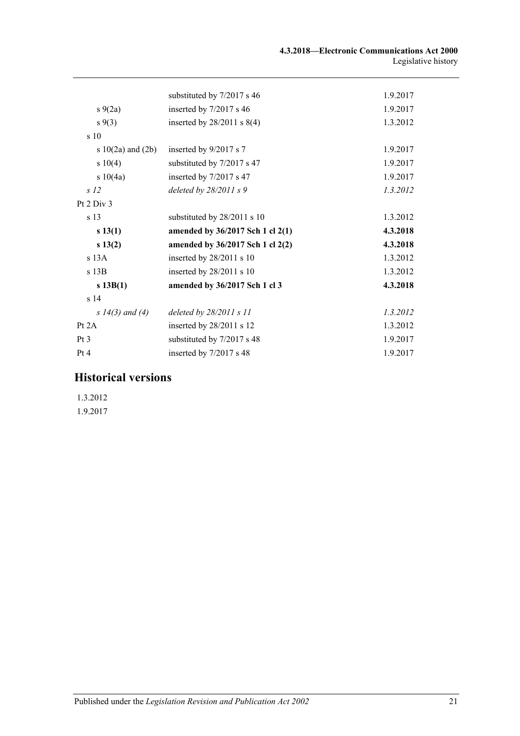| | | |
|---|---|---|
| | substituted by 7/2017 s 46 | 1.9.2017 |
| s 9(2a) | inserted by 7/2017 s 46 | 1.9.2017 |
| s 9(3) | inserted by 28/2011 s 8(4) | 1.3.2012 |
| s 10 | | |
| s 10(2a) and (2b) | inserted by 9/2017 s 7 | 1.9.2017 |
| s 10(4) | substituted by 7/2017 s 47 | 1.9.2017 |
| s 10(4a) | inserted by 7/2017 s 47 | 1.9.2017 |
| *s 12* | *deleted by 28/2011 s 9* | *1.3.2012* |
| Pt 2 Div 3 | | |
| s 13 | substituted by 28/2011 s 10 | 1.3.2012 |
| **s 13(1)** | **amended by 36/2017 Sch 1 cl 2(1)** | **4.3.2018** |
| **s 13(2)** | **amended by 36/2017 Sch 1 cl 2(2)** | **4.3.2018** |
| s 13A | inserted by 28/2011 s 10 | 1.3.2012 |
| s 13B | inserted by 28/2011 s 10 | 1.3.2012 |
| **s 13B(1)** | **amended by 36/2017 Sch 1 cl 3** | **4.3.2018** |
| s 14 | | |
| *s 14(3) and (4)* | *deleted by 28/2011 s 11* | *1.3.2012* |
| Pt 2A | inserted by 28/2011 s 12 | 1.3.2012 |
| Pt 3 | substituted by 7/2017 s 48 | 1.9.2017 |
| Pt 4 | inserted by 7/2017 s 48 | 1.9.2017 |

## Historical versions

1.3.2012

1.9.2017